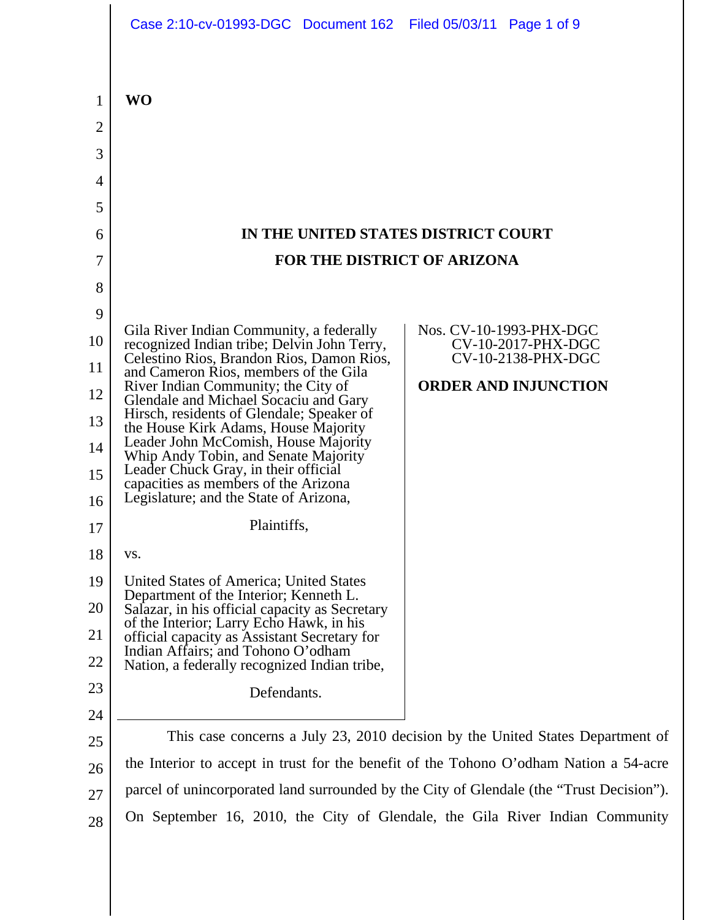WO

# IN THE UNITED STATES DISTRICT COURT
# FOR THE DISTRICT OF ARIZONA

Gila River Indian Community, a federally recognized Indian tribe; Delvin John Terry, Celestino Rios, Brandon Rios, Damon Rios, and Cameron Rios, members of the Gila River Indian Community; the City of Glendale and Michael Socaciu and Gary Hirsch, residents of Glendale; Speaker of the House Kirk Adams, House Majority Leader John McComish, House Majority Whip Andy Tobin, and Senate Majority Leader Chuck Gray, in their official capacities as members of the Arizona Legislature; and the State of Arizona,

Plaintiffs,

vs.

United States of America; United States Department of the Interior; Kenneth L. Salazar, in his official capacity as Secretary of the Interior; Larry Echo Hawk, in his official capacity as Assistant Secretary for Indian Affairs; and Tohono O'odham Nation, a federally recognized Indian tribe,

Defendants.

Nos. CV-10-1993-PHX-DGC
CV-10-2017-PHX-DGC
CV-10-2138-PHX-DGC

**ORDER AND INJUNCTION**

This case concerns a July 23, 2010 decision by the United States Department of the Interior to accept in trust for the benefit of the Tohono O'odham Nation a 54-acre parcel of unincorporated land surrounded by the City of Glendale (the "Trust Decision"). On September 16, 2010, the City of Glendale, the Gila River Indian Community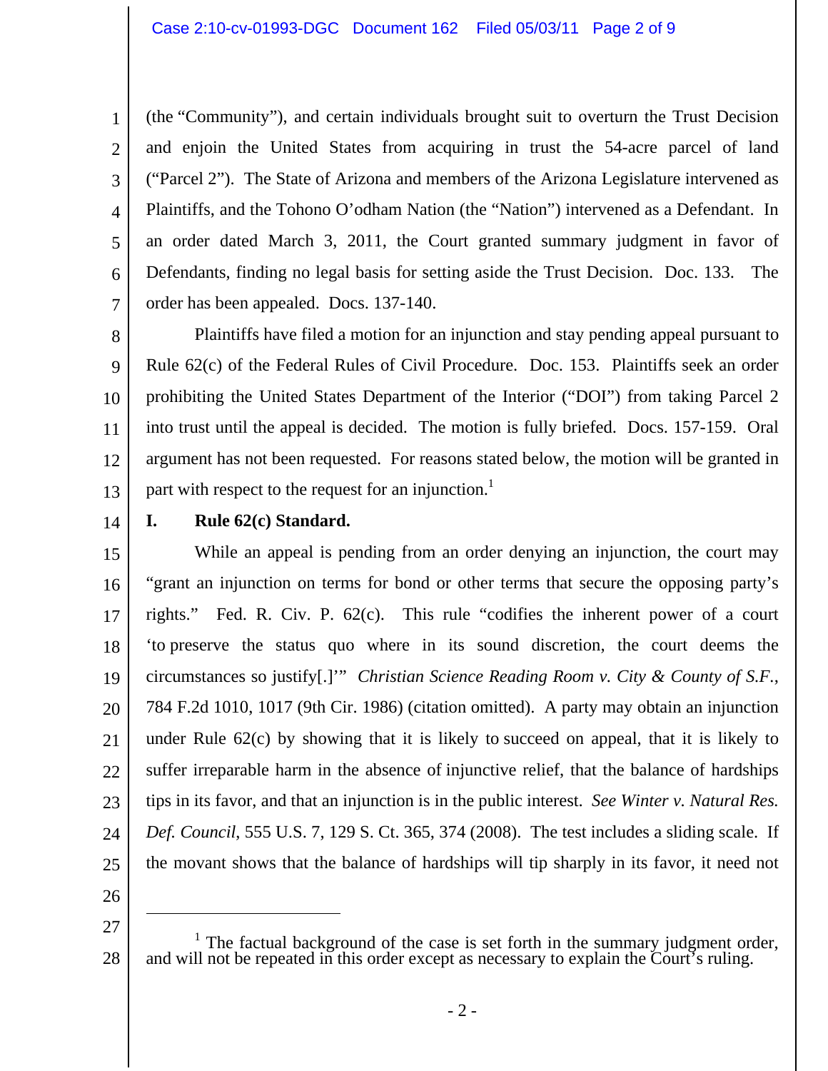(the "Community"), and certain individuals brought suit to overturn the Trust Decision and enjoin the United States from acquiring in trust the 54-acre parcel of land ("Parcel 2"). The State of Arizona and members of the Arizona Legislature intervened as Plaintiffs, and the Tohono O'odham Nation (the "Nation") intervened as a Defendant. In an order dated March 3, 2011, the Court granted summary judgment in favor of Defendants, finding no legal basis for setting aside the Trust Decision. Doc. 133. The order has been appealed. Docs. 137-140.

Plaintiffs have filed a motion for an injunction and stay pending appeal pursuant to Rule 62(c) of the Federal Rules of Civil Procedure. Doc. 153. Plaintiffs seek an order prohibiting the United States Department of the Interior ("DOI") from taking Parcel 2 into trust until the appeal is decided. The motion is fully briefed. Docs. 157-159. Oral argument has not been requested. For reasons stated below, the motion will be granted in part with respect to the request for an injunction.[1]

## I. Rule 62(c) Standard.

While an appeal is pending from an order denying an injunction, the court may "grant an injunction on terms for bond or other terms that secure the opposing party's rights." Fed. R. Civ. P. 62(c). This rule "codifies the inherent power of a court 'to preserve the status quo where in its sound discretion, the court deems the circumstances so justify[.]'" *Christian Science Reading Room v. City & County of S.F.*, 784 F.2d 1010, 1017 (9th Cir. 1986) (citation omitted). A party may obtain an injunction under Rule 62(c) by showing that it is likely to succeed on appeal, that it is likely to suffer irreparable harm in the absence of injunctive relief, that the balance of hardships tips in its favor, and that an injunction is in the public interest. *See Winter v. Natural Res. Def. Council*, 555 U.S. 7, 129 S. Ct. 365, 374 (2008). The test includes a sliding scale. If the movant shows that the balance of hardships will tip sharply in its favor, it need not

---

[1] The factual background of the case is set forth in the summary judgment order, and will not be repeated in this order except as necessary to explain the Court's ruling.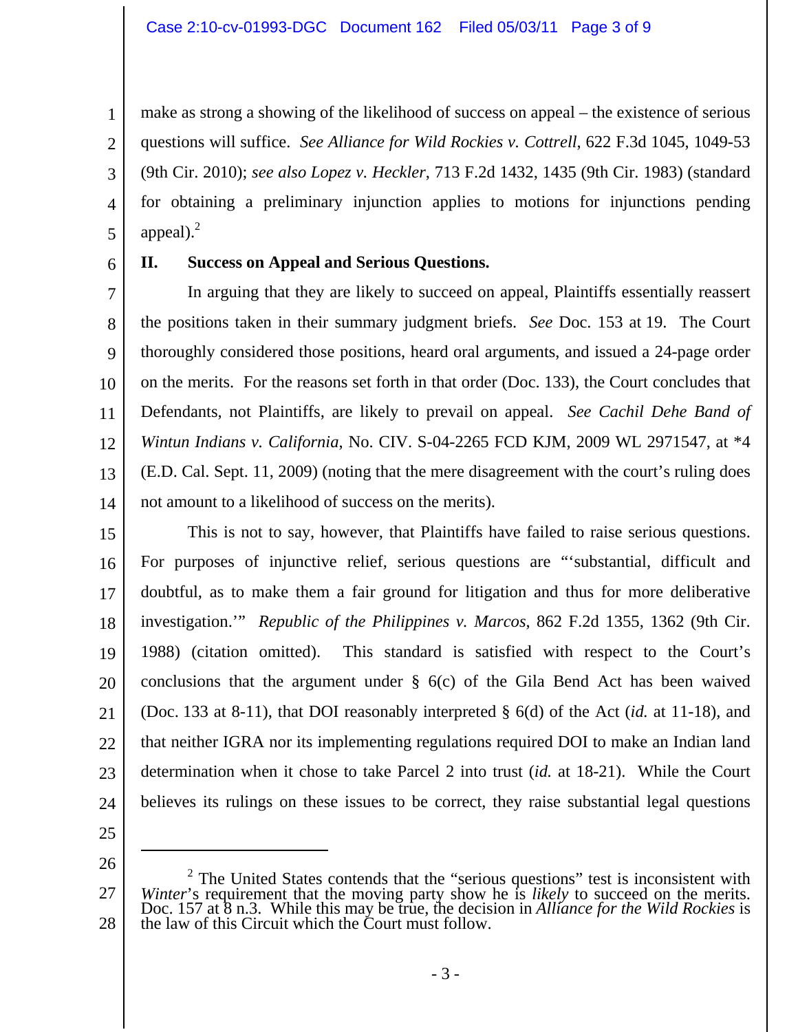make as strong a showing of the likelihood of success on appeal – the existence of serious questions will suffice. *See Alliance for Wild Rockies v. Cottrell*, 622 F.3d 1045, 1049-53 (9th Cir. 2010); *see also Lopez v. Heckler*, 713 F.2d 1432, 1435 (9th Cir. 1983) (standard for obtaining a preliminary injunction applies to motions for injunctions pending appeal).[2]

## II. Success on Appeal and Serious Questions.

In arguing that they are likely to succeed on appeal, Plaintiffs essentially reassert the positions taken in their summary judgment briefs. *See* Doc. 153 at 19. The Court thoroughly considered those positions, heard oral arguments, and issued a 24-page order on the merits. For the reasons set forth in that order (Doc. 133), the Court concludes that Defendants, not Plaintiffs, are likely to prevail on appeal. *See Cachil Dehe Band of Wintun Indians v. California*, No. CIV. S-04-2265 FCD KJM, 2009 WL 2971547, at *4 (E.D. Cal. Sept. 11, 2009) (noting that the mere disagreement with the court's ruling does not amount to a likelihood of success on the merits).

This is not to say, however, that Plaintiffs have failed to raise serious questions. For purposes of injunctive relief, serious questions are "'substantial, difficult and doubtful, as to make them a fair ground for litigation and thus for more deliberative investigation.'" *Republic of the Philippines v. Marcos*, 862 F.2d 1355, 1362 (9th Cir. 1988) (citation omitted). This standard is satisfied with respect to the Court's conclusions that the argument under § 6(c) of the Gila Bend Act has been waived (Doc. 133 at 8-11), that DOI reasonably interpreted § 6(d) of the Act (*id.* at 11-18), and that neither IGRA nor its implementing regulations required DOI to make an Indian land determination when it chose to take Parcel 2 into trust (*id.* at 18-21). While the Court believes its rulings on these issues to be correct, they raise substantial legal questions

---

[2] The United States contends that the "serious questions" test is inconsistent with *Winter*'s requirement that the moving party show he is *likely* to succeed on the merits. Doc. 157 at 8 n.3. While this may be true, the decision in *Alliance for the Wild Rockies* is the law of this Circuit which the Court must follow.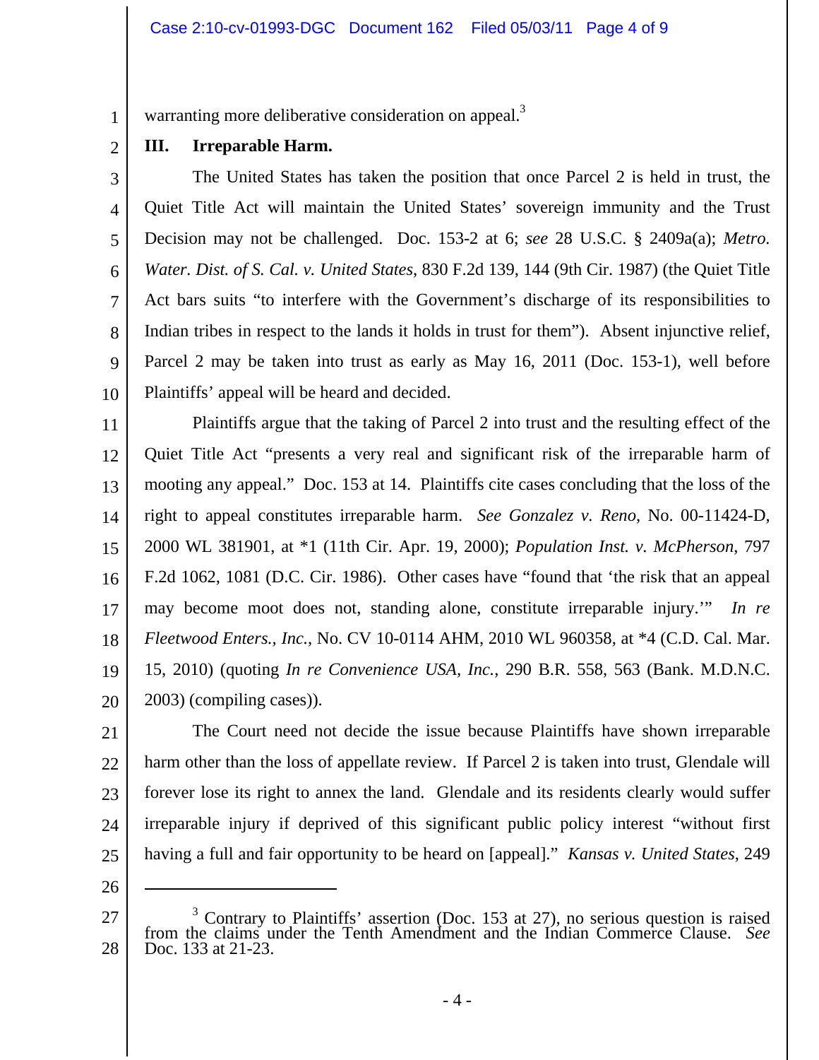warranting more deliberative consideration on appeal.[3]

## III. Irreparable Harm.

The United States has taken the position that once Parcel 2 is held in trust, the Quiet Title Act will maintain the United States' sovereign immunity and the Trust Decision may not be challenged. Doc. 153-2 at 6; *see* 28 U.S.C. § 2409a(a); *Metro. Water. Dist. of S. Cal. v. United States*, 830 F.2d 139, 144 (9th Cir. 1987) (the Quiet Title Act bars suits "to interfere with the Government's discharge of its responsibilities to Indian tribes in respect to the lands it holds in trust for them"). Absent injunctive relief, Parcel 2 may be taken into trust as early as May 16, 2011 (Doc. 153-1), well before Plaintiffs' appeal will be heard and decided.

Plaintiffs argue that the taking of Parcel 2 into trust and the resulting effect of the Quiet Title Act "presents a very real and significant risk of the irreparable harm of mooting any appeal." Doc. 153 at 14. Plaintiffs cite cases concluding that the loss of the right to appeal constitutes irreparable harm. *See Gonzalez v. Reno*, No. 00-11424-D, 2000 WL 381901, at *1 (11th Cir. Apr. 19, 2000); *Population Inst. v. McPherson*, 797 F.2d 1062, 1081 (D.C. Cir. 1986). Other cases have "found that 'the risk that an appeal may become moot does not, standing alone, constitute irreparable injury.'" *In re Fleetwood Enters., Inc.*, No. CV 10-0114 AHM, 2010 WL 960358, at *4 (C.D. Cal. Mar. 15, 2010) (quoting *In re Convenience USA, Inc.*, 290 B.R. 558, 563 (Bank. M.D.N.C. 2003) (compiling cases)).

The Court need not decide the issue because Plaintiffs have shown irreparable harm other than the loss of appellate review. If Parcel 2 is taken into trust, Glendale will forever lose its right to annex the land. Glendale and its residents clearly would suffer irreparable injury if deprived of this significant public policy interest "without first having a full and fair opportunity to be heard on [appeal]." *Kansas v. United States*, 249

---

[3] Contrary to Plaintiffs' assertion (Doc. 153 at 27), no serious question is raised from the claims under the Tenth Amendment and the Indian Commerce Clause. *See* Doc. 133 at 21-23.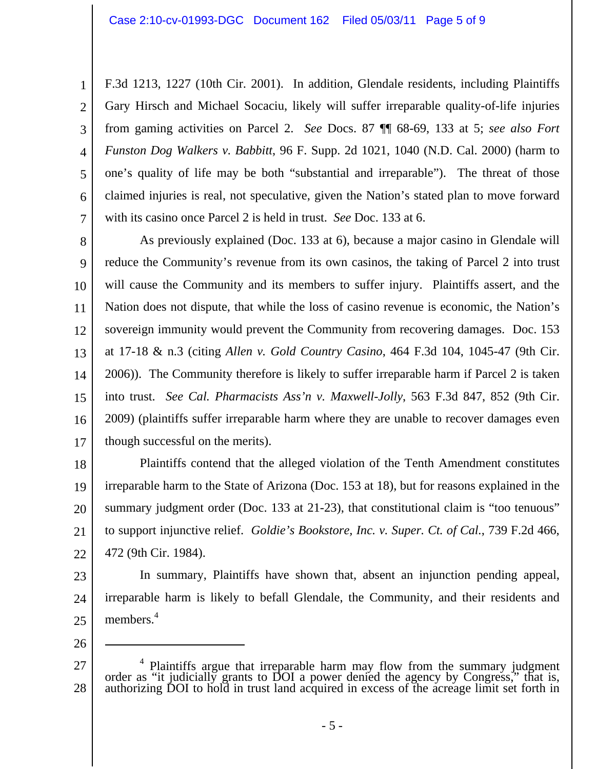F.3d 1213, 1227 (10th Cir. 2001). In addition, Glendale residents, including Plaintiffs Gary Hirsch and Michael Socaciu, likely will suffer irreparable quality-of-life injuries from gaming activities on Parcel 2. *See* Docs. 87 ¶¶ 68-69, 133 at 5; *see also Fort Funston Dog Walkers v. Babbitt*, 96 F. Supp. 2d 1021, 1040 (N.D. Cal. 2000) (harm to one's quality of life may be both "substantial and irreparable"). The threat of those claimed injuries is real, not speculative, given the Nation's stated plan to move forward with its casino once Parcel 2 is held in trust. *See* Doc. 133 at 6.

As previously explained (Doc. 133 at 6), because a major casino in Glendale will reduce the Community's revenue from its own casinos, the taking of Parcel 2 into trust will cause the Community and its members to suffer injury. Plaintiffs assert, and the Nation does not dispute, that while the loss of casino revenue is economic, the Nation's sovereign immunity would prevent the Community from recovering damages. Doc. 153 at 17-18 & n.3 (citing *Allen v. Gold Country Casino*, 464 F.3d 104, 1045-47 (9th Cir. 2006)). The Community therefore is likely to suffer irreparable harm if Parcel 2 is taken into trust. *See Cal. Pharmacists Ass'n v. Maxwell-Jolly*, 563 F.3d 847, 852 (9th Cir. 2009) (plaintiffs suffer irreparable harm where they are unable to recover damages even though successful on the merits).

Plaintiffs contend that the alleged violation of the Tenth Amendment constitutes irreparable harm to the State of Arizona (Doc. 153 at 18), but for reasons explained in the summary judgment order (Doc. 133 at 21-23), that constitutional claim is "too tenuous" to support injunctive relief. *Goldie's Bookstore, Inc. v. Super. Ct. of Cal.*, 739 F.2d 466, 472 (9th Cir. 1984).

In summary, Plaintiffs have shown that, absent an injunction pending appeal, irreparable harm is likely to befall Glendale, the Community, and their residents and members.[4]

---

[4] Plaintiffs argue that irreparable harm may flow from the summary judgment order as "it judicially grants to DOI a power denied the agency by Congress," that is, authorizing DOI to hold in trust land acquired in excess of the acreage limit set forth in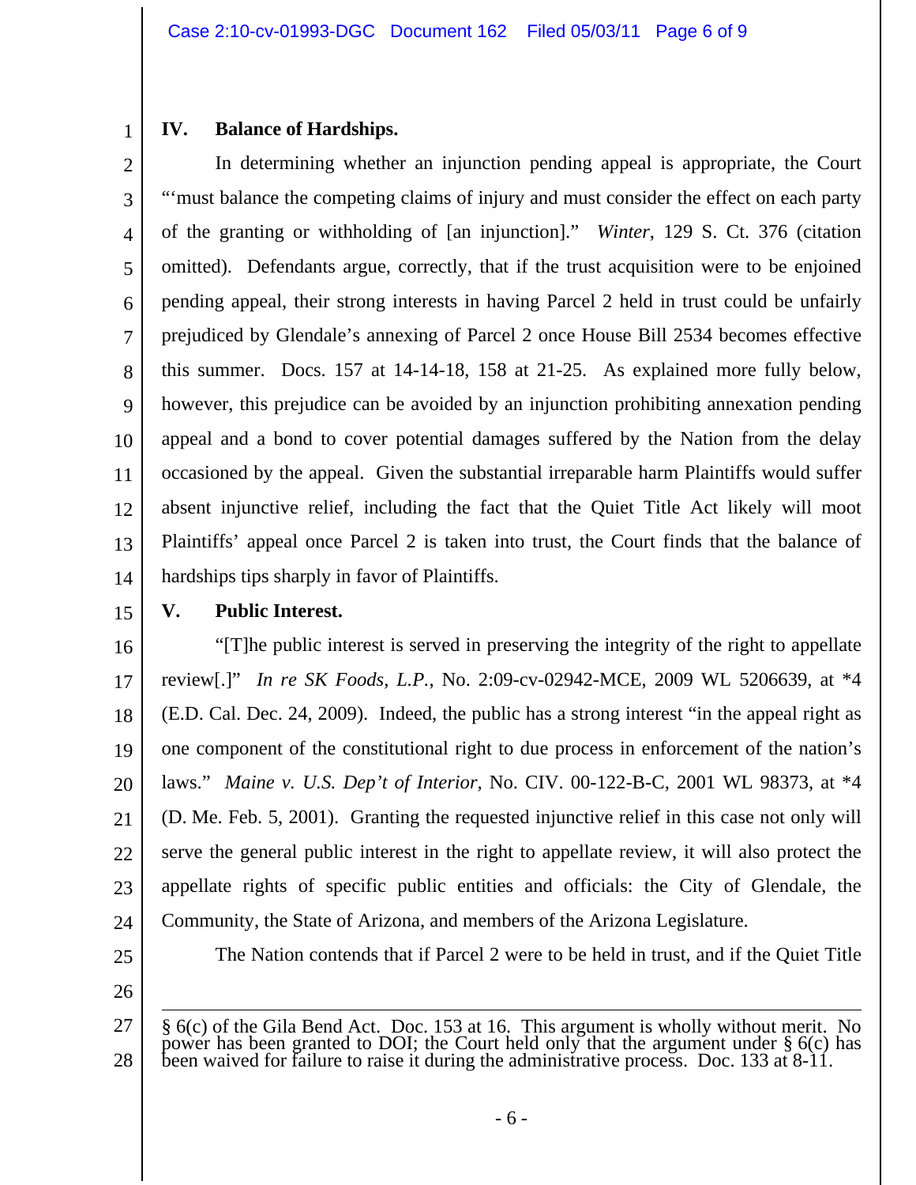## IV. Balance of Hardships.

In determining whether an injunction pending appeal is appropriate, the Court "'must balance the competing claims of injury and must consider the effect on each party of the granting or withholding of [an injunction]." *Winter*, 129 S. Ct. 376 (citation omitted). Defendants argue, correctly, that if the trust acquisition were to be enjoined pending appeal, their strong interests in having Parcel 2 held in trust could be unfairly prejudiced by Glendale's annexing of Parcel 2 once House Bill 2534 becomes effective this summer. Docs. 157 at 14-14-18, 158 at 21-25. As explained more fully below, however, this prejudice can be avoided by an injunction prohibiting annexation pending appeal and a bond to cover potential damages suffered by the Nation from the delay occasioned by the appeal. Given the substantial irreparable harm Plaintiffs would suffer absent injunctive relief, including the fact that the Quiet Title Act likely will moot Plaintiffs' appeal once Parcel 2 is taken into trust, the Court finds that the balance of hardships tips sharply in favor of Plaintiffs.

## V. Public Interest.

"[T]he public interest is served in preserving the integrity of the right to appellate review[.]" *In re SK Foods, L.P.*, No. 2:09-cv-02942-MCE, 2009 WL 5206639, at *4 (E.D. Cal. Dec. 24, 2009). Indeed, the public has a strong interest "in the appeal right as one component of the constitutional right to due process in enforcement of the nation's laws." *Maine v. U.S. Dep't of Interior*, No. CIV. 00-122-B-C, 2001 WL 98373, at *4 (D. Me. Feb. 5, 2001). Granting the requested injunctive relief in this case not only will serve the general public interest in the right to appellate review, it will also protect the appellate rights of specific public entities and officials: the City of Glendale, the Community, the State of Arizona, and members of the Arizona Legislature.

The Nation contends that if Parcel 2 were to be held in trust, and if the Quiet Title

---

§ 6(c) of the Gila Bend Act. Doc. 153 at 16. This argument is wholly without merit. No power has been granted to DOI; the Court held only that the argument under § 6(c) has been waived for failure to raise it during the administrative process. Doc. 133 at 8-11.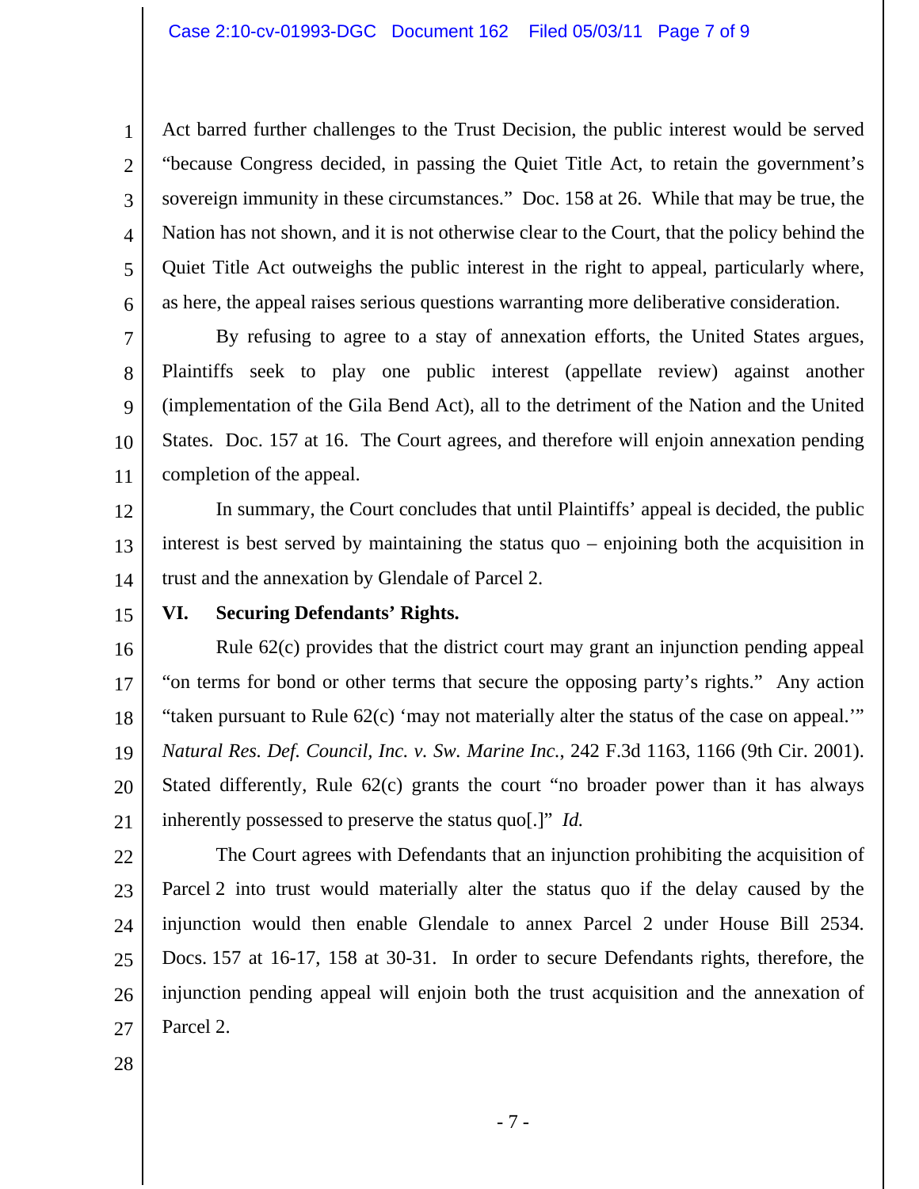Act barred further challenges to the Trust Decision, the public interest would be served "because Congress decided, in passing the Quiet Title Act, to retain the government's sovereign immunity in these circumstances." Doc. 158 at 26. While that may be true, the Nation has not shown, and it is not otherwise clear to the Court, that the policy behind the Quiet Title Act outweighs the public interest in the right to appeal, particularly where, as here, the appeal raises serious questions warranting more deliberative consideration.

By refusing to agree to a stay of annexation efforts, the United States argues, Plaintiffs seek to play one public interest (appellate review) against another (implementation of the Gila Bend Act), all to the detriment of the Nation and the United States. Doc. 157 at 16. The Court agrees, and therefore will enjoin annexation pending completion of the appeal.

In summary, the Court concludes that until Plaintiffs' appeal is decided, the public interest is best served by maintaining the status quo – enjoining both the acquisition in trust and the annexation by Glendale of Parcel 2.

**VI. Securing Defendants' Rights.**

Rule 62(c) provides that the district court may grant an injunction pending appeal "on terms for bond or other terms that secure the opposing party's rights." Any action "taken pursuant to Rule 62(c) 'may not materially alter the status of the case on appeal.'" *Natural Res. Def. Council, Inc. v. Sw. Marine Inc.*, 242 F.3d 1163, 1166 (9th Cir. 2001). Stated differently, Rule 62(c) grants the court "no broader power than it has always inherently possessed to preserve the status quo[.]" *Id.*

The Court agrees with Defendants that an injunction prohibiting the acquisition of Parcel 2 into trust would materially alter the status quo if the delay caused by the injunction would then enable Glendale to annex Parcel 2 under House Bill 2534. Docs. 157 at 16-17, 158 at 30-31. In order to secure Defendants rights, therefore, the injunction pending appeal will enjoin both the trust acquisition and the annexation of Parcel 2.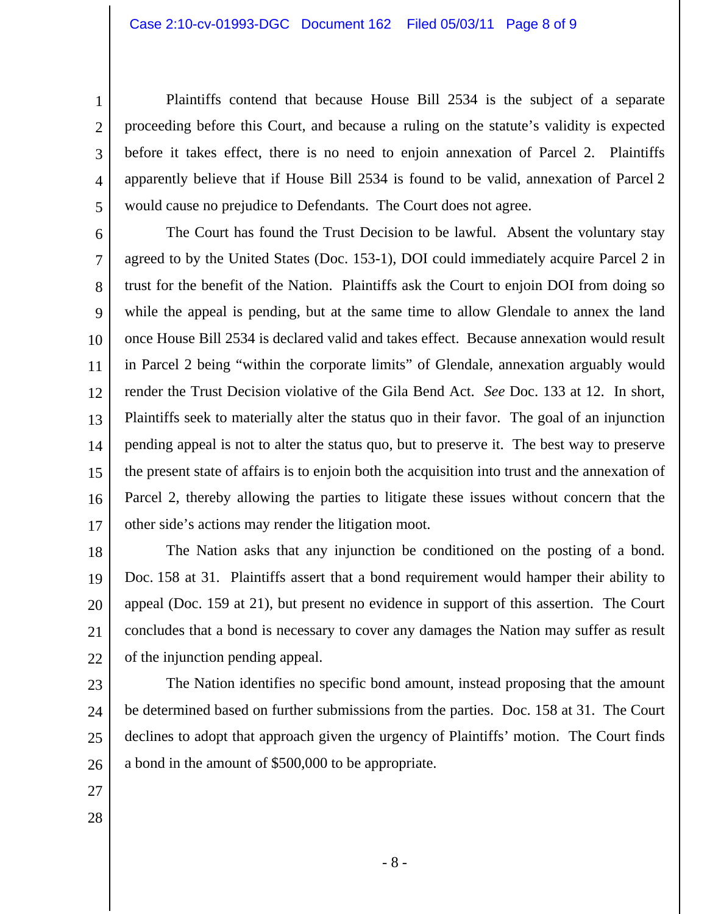Plaintiffs contend that because House Bill 2534 is the subject of a separate proceeding before this Court, and because a ruling on the statute's validity is expected before it takes effect, there is no need to enjoin annexation of Parcel 2. Plaintiffs apparently believe that if House Bill 2534 is found to be valid, annexation of Parcel 2 would cause no prejudice to Defendants. The Court does not agree.

The Court has found the Trust Decision to be lawful. Absent the voluntary stay agreed to by the United States (Doc. 153-1), DOI could immediately acquire Parcel 2 in trust for the benefit of the Nation. Plaintiffs ask the Court to enjoin DOI from doing so while the appeal is pending, but at the same time to allow Glendale to annex the land once House Bill 2534 is declared valid and takes effect. Because annexation would result in Parcel 2 being "within the corporate limits" of Glendale, annexation arguably would render the Trust Decision violative of the Gila Bend Act. *See* Doc. 133 at 12. In short, Plaintiffs seek to materially alter the status quo in their favor. The goal of an injunction pending appeal is not to alter the status quo, but to preserve it. The best way to preserve the present state of affairs is to enjoin both the acquisition into trust and the annexation of Parcel 2, thereby allowing the parties to litigate these issues without concern that the other side's actions may render the litigation moot.

The Nation asks that any injunction be conditioned on the posting of a bond. Doc. 158 at 31. Plaintiffs assert that a bond requirement would hamper their ability to appeal (Doc. 159 at 21), but present no evidence in support of this assertion. The Court concludes that a bond is necessary to cover any damages the Nation may suffer as result of the injunction pending appeal.

The Nation identifies no specific bond amount, instead proposing that the amount be determined based on further submissions from the parties. Doc. 158 at 31. The Court declines to adopt that approach given the urgency of Plaintiffs' motion. The Court finds a bond in the amount of $500,000 to be appropriate.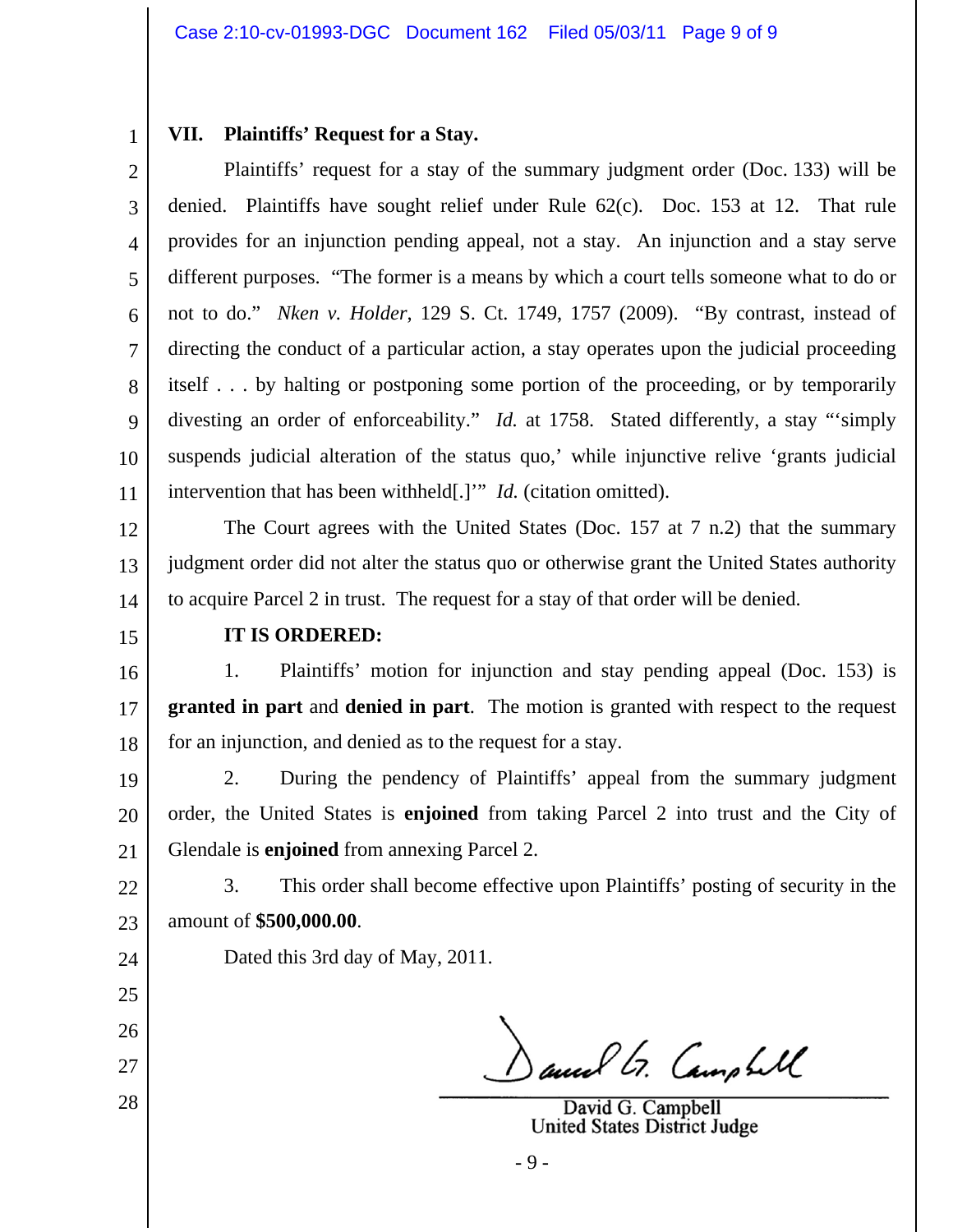## VII. Plaintiffs' Request for a Stay.

Plaintiffs' request for a stay of the summary judgment order (Doc. 133) will be denied. Plaintiffs have sought relief under Rule 62(c). Doc. 153 at 12. That rule provides for an injunction pending appeal, not a stay. An injunction and a stay serve different purposes. "The former is a means by which a court tells someone what to do or not to do." *Nken v. Holder*, 129 S. Ct. 1749, 1757 (2009). "By contrast, instead of directing the conduct of a particular action, a stay operates upon the judicial proceeding itself . . . by halting or postponing some portion of the proceeding, or by temporarily divesting an order of enforceability." *Id.* at 1758. Stated differently, a stay "'simply suspends judicial alteration of the status quo,' while injunctive relive 'grants judicial intervention that has been withheld[.]'" *Id.* (citation omitted).

The Court agrees with the United States (Doc. 157 at 7 n.2) that the summary judgment order did not alter the status quo or otherwise grant the United States authority to acquire Parcel 2 in trust. The request for a stay of that order will be denied.

**IT IS ORDERED:**

1. Plaintiffs' motion for injunction and stay pending appeal (Doc. 153) is **granted in part** and **denied in part**. The motion is granted with respect to the request for an injunction, and denied as to the request for a stay.

2. During the pendency of Plaintiffs' appeal from the summary judgment order, the United States is **enjoined** from taking Parcel 2 into trust and the City of Glendale is **enjoined** from annexing Parcel 2.

3. This order shall become effective upon Plaintiffs' posting of security in the amount of **$500,000.00**.

Dated this 3rd day of May, 2011.

David G. Campbell
United States District Judge